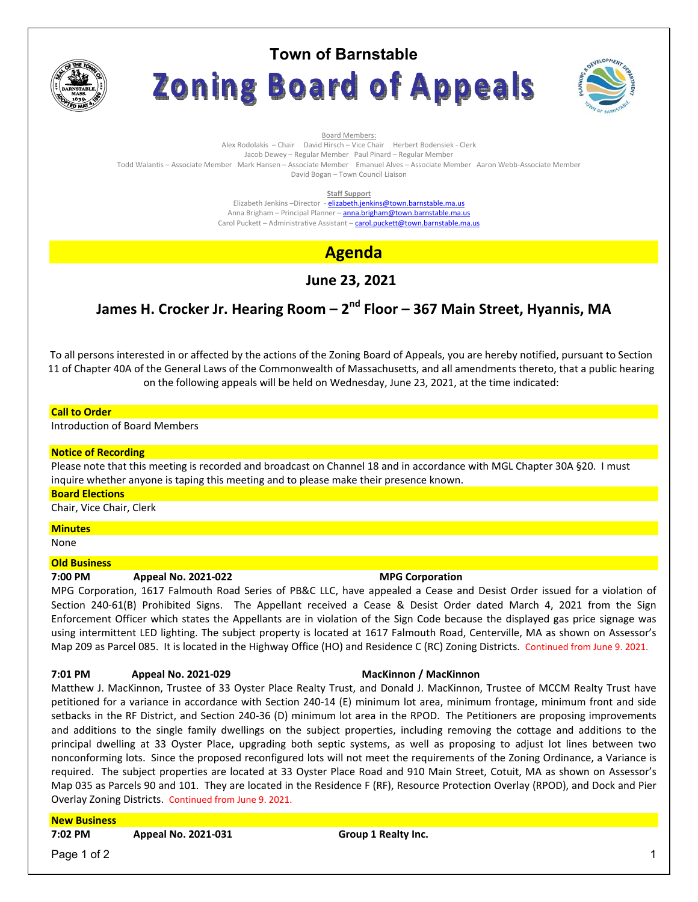# Town of Barnstable

# Zoning Board of Appeals

Board Members:

Alex Rodolakis – Chair David Hirsch – Vice Chair Herbert Bodensiek - Clerk
Jacob Dewey – Regular Member Paul Pinard – Regular Member
Todd Walantis – Associate Member Mark Hansen – Associate Member Emanuel Alves – Associate Member Aaron Webb-Associate Member
David Bogan – Town Council Liaison

**Staff Support**

Elizabeth Jenkins –Director - elizabeth.jenkins@town.barnstable.ma.us
Anna Brigham – Principal Planner – anna.brigham@town.barnstable.ma.us
Carol Puckett – Administrative Assistant – carol.puckett@town.barnstable.ma.us

## Agenda

### June 23, 2021

### James H. Crocker Jr. Hearing Room – 2nd Floor – 367 Main Street, Hyannis, MA

To all persons interested in or affected by the actions of the Zoning Board of Appeals, you are hereby notified, pursuant to Section 11 of Chapter 40A of the General Laws of the Commonwealth of Massachusetts, and all amendments thereto, that a public hearing on the following appeals will be held on Wednesday, June 23, 2021, at the time indicated:

**Call to Order**

Introduction of Board Members

**Notice of Recording**

Please note that this meeting is recorded and broadcast on Channel 18 and in accordance with MGL Chapter 30A §20. I must inquire whether anyone is taping this meeting and to please make their presence known.

**Board Elections**

Chair, Vice Chair, Clerk

**Minutes**

None

**Old Business**

**7:00 PM Appeal No. 2021-022 MPG Corporation**

MPG Corporation, 1617 Falmouth Road Series of PB&C LLC, have appealed a Cease and Desist Order issued for a violation of Section 240-61(B) Prohibited Signs. The Appellant received a Cease & Desist Order dated March 4, 2021 from the Sign Enforcement Officer which states the Appellants are in violation of the Sign Code because the displayed gas price signage was using intermittent LED lighting. The subject property is located at 1617 Falmouth Road, Centerville, MA as shown on Assessor's Map 209 as Parcel 085. It is located in the Highway Office (HO) and Residence C (RC) Zoning Districts. Continued from June 9. 2021.

**7:01 PM Appeal No. 2021-029 MacKinnon / MacKinnon**

Matthew J. MacKinnon, Trustee of 33 Oyster Place Realty Trust, and Donald J. MacKinnon, Trustee of MCCM Realty Trust have petitioned for a variance in accordance with Section 240-14 (E) minimum lot area, minimum frontage, minimum front and side setbacks in the RF District, and Section 240-36 (D) minimum lot area in the RPOD. The Petitioners are proposing improvements and additions to the single family dwellings on the subject properties, including removing the cottage and additions to the principal dwelling at 33 Oyster Place, upgrading both septic systems, as well as proposing to adjust lot lines between two nonconforming lots. Since the proposed reconfigured lots will not meet the requirements of the Zoning Ordinance, a Variance is required. The subject properties are located at 33 Oyster Place Road and 910 Main Street, Cotuit, MA as shown on Assessor's Map 035 as Parcels 90 and 101. They are located in the Residence F (RF), Resource Protection Overlay (RPOD), and Dock and Pier Overlay Zoning Districts. Continued from June 9. 2021.

**New Business**

**7:02 PM Appeal No. 2021-031 Group 1 Realty Inc.**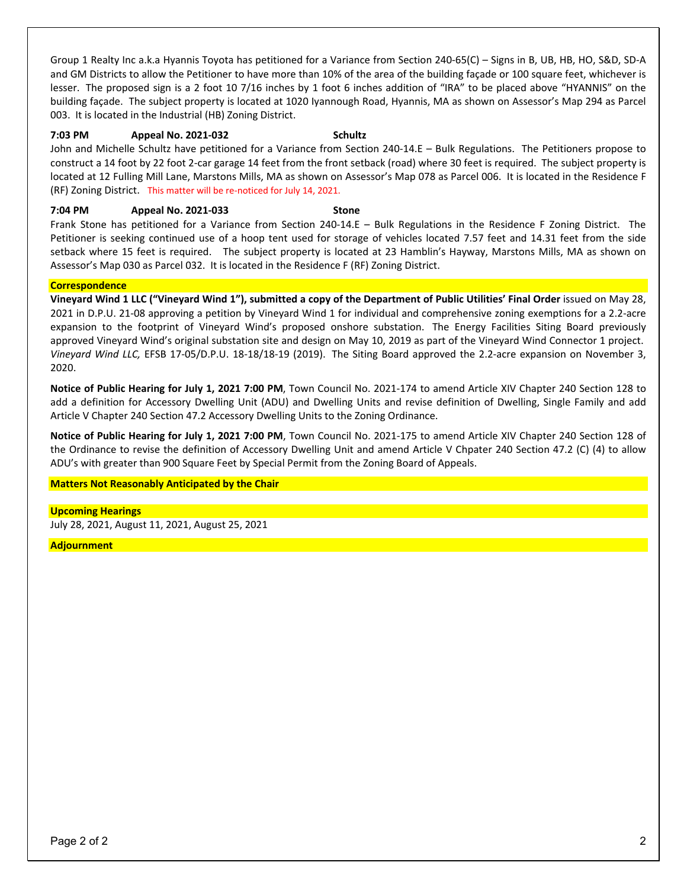Group 1 Realty Inc a.k.a Hyannis Toyota has petitioned for a Variance from Section 240-65(C) – Signs in B, UB, HB, HO, S&D, SD-A and GM Districts to allow the Petitioner to have more than 10% of the area of the building façade or 100 square feet, whichever is lesser. The proposed sign is a 2 foot 10 7/16 inches by 1 foot 6 inches addition of "IRA" to be placed above "HYANNIS" on the building façade. The subject property is located at 1020 Iyannough Road, Hyannis, MA as shown on Assessor's Map 294 as Parcel 003. It is located in the Industrial (HB) Zoning District.

**7:03 PM Appeal No. 2021-032 Schultz**

John and Michelle Schultz have petitioned for a Variance from Section 240-14.E – Bulk Regulations. The Petitioners propose to construct a 14 foot by 22 foot 2-car garage 14 feet from the front setback (road) where 30 feet is required. The subject property is located at 12 Fulling Mill Lane, Marstons Mills, MA as shown on Assessor's Map 078 as Parcel 006. It is located in the Residence F (RF) Zoning District. This matter will be re-noticed for July 14, 2021.

**7:04 PM Appeal No. 2021-033 Stone**

Frank Stone has petitioned for a Variance from Section 240-14.E – Bulk Regulations in the Residence F Zoning District. The Petitioner is seeking continued use of a hoop tent used for storage of vehicles located 7.57 feet and 14.31 feet from the side setback where 15 feet is required. The subject property is located at 23 Hamblin's Hayway, Marstons Mills, MA as shown on Assessor's Map 030 as Parcel 032. It is located in the Residence F (RF) Zoning District.

## Correspondence

**Vineyard Wind 1 LLC ("Vineyard Wind 1"), submitted a copy of the Department of Public Utilities' Final Order** issued on May 28, 2021 in D.P.U. 21-08 approving a petition by Vineyard Wind 1 for individual and comprehensive zoning exemptions for a 2.2-acre expansion to the footprint of Vineyard Wind's proposed onshore substation. The Energy Facilities Siting Board previously approved Vineyard Wind's original substation site and design on May 10, 2019 as part of the Vineyard Wind Connector 1 project. *Vineyard Wind LLC,* EFSB 17-05/D.P.U. 18-18/18-19 (2019). The Siting Board approved the 2.2-acre expansion on November 3, 2020.

**Notice of Public Hearing for July 1, 2021 7:00 PM**, Town Council No. 2021-174 to amend Article XIV Chapter 240 Section 128 to add a definition for Accessory Dwelling Unit (ADU) and Dwelling Units and revise definition of Dwelling, Single Family and add Article V Chapter 240 Section 47.2 Accessory Dwelling Units to the Zoning Ordinance.

**Notice of Public Hearing for July 1, 2021 7:00 PM**, Town Council No. 2021-175 to amend Article XIV Chapter 240 Section 128 of the Ordinance to revise the definition of Accessory Dwelling Unit and amend Article V Chpater 240 Section 47.2 (C) (4) to allow ADU's with greater than 900 Square Feet by Special Permit from the Zoning Board of Appeals.

## Matters Not Reasonably Anticipated by the Chair

## Upcoming Hearings

July 28, 2021, August 11, 2021, August 25, 2021

## Adjournment